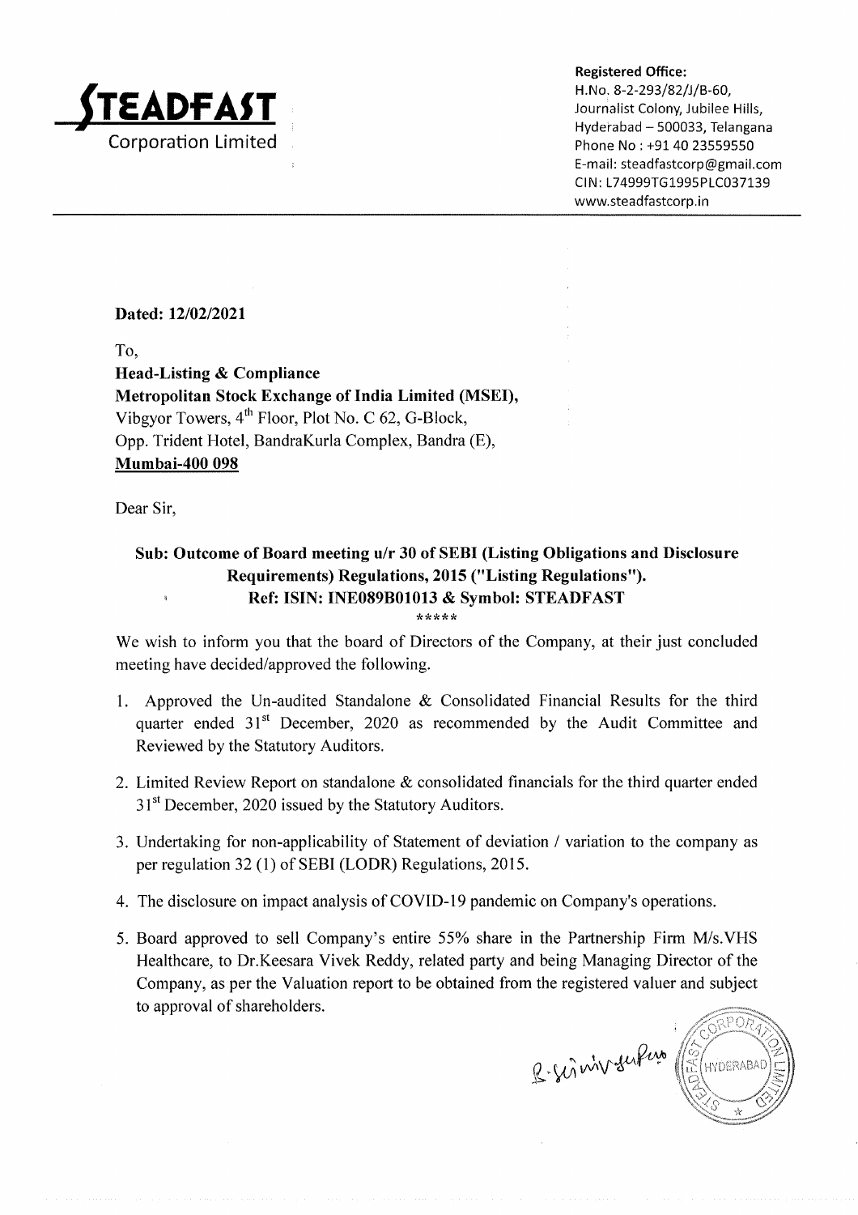**STEADFAST**
Corporation Limited

**Registered Office:**
H.No. 8-2-293/82/J/B-60,
Journalist Colony, Jubilee Hills,
Hyderabad – 500033, Telangana
Phone No : +91 40 23559550
E-mail: steadfastcorp@gmail.com
CIN: L74999TG1995PLC037139
www.steadfastcorp.in

---

**Dated: 12/02/2021**

To,

**Head-Listing & Compliance**
**Metropolitan Stock Exchange of India Limited (MSEI),**
Vibgyor Towers, 4th Floor, Plot No. C 62, G-Block,
Opp. Trident Hotel, BandraKurla Complex, Bandra (E),
**Mumbai-400 098**

Dear Sir,

**Sub: Outcome of Board meeting u/r 30 of SEBI (Listing Obligations and Disclosure Requirements) Regulations, 2015 ("Listing Regulations").**
**Ref: ISIN: INE089B01013 & Symbol: STEADFAST**

\*\*\*\*\*

We wish to inform you that the board of Directors of the Company, at their just concluded meeting have decided/approved the following.

1. Approved the Un-audited Standalone & Consolidated Financial Results for the third quarter ended 31st December, 2020 as recommended by the Audit Committee and Reviewed by the Statutory Auditors.
2. Limited Review Report on standalone & consolidated financials for the third quarter ended 31st December, 2020 issued by the Statutory Auditors.
3. Undertaking for non-applicability of Statement of deviation / variation to the company as per regulation 32 (1) of SEBI (LODR) Regulations, 2015.
4. The disclosure on impact analysis of COVID-19 pandemic on Company's operations.
5. Board approved to sell Company's entire 55% share in the Partnership Firm M/s.VHS Healthcare, to Dr.Keesara Vivek Reddy, related party and being Managing Director of the Company, as per the Valuation report to be obtained from the registered valuer and subject to approval of shareholders.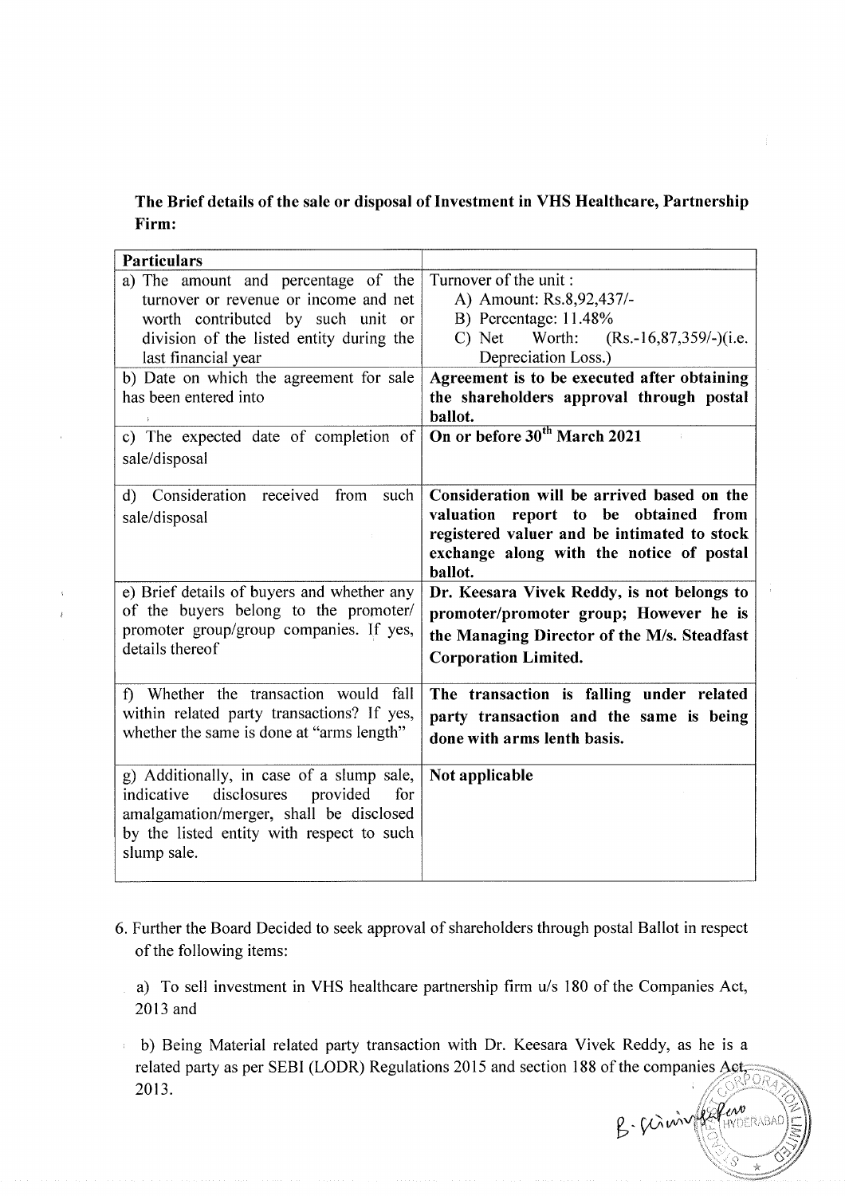**The Brief details of the sale or disposal of Investment in VHS Healthcare, Partnership Firm:**

| Particulars | |
|---|---|
| a) The amount and percentage of the turnover or revenue or income and net worth contributed by such unit or division of the listed entity during the last financial year | Turnover of the unit :<br>A) Amount: Rs.8,92,437/-<br>B) Percentage: 11.48%<br>C) Net Worth: (Rs.-16,87,359/-)(i.e. Depreciation Loss.) |
| b) Date on which the agreement for sale has been entered into | **Agreement is to be executed after obtaining the shareholders approval through postal ballot.** |
| c) The expected date of completion of sale/disposal | **On or before 30th March 2021** |
| d) Consideration received from such sale/disposal | **Consideration will be arrived based on the valuation report to be obtained from registered valuer and be intimated to stock exchange along with the notice of postal ballot.** |
| e) Brief details of buyers and whether any of the buyers belong to the promoter/ promoter group/group companies. If yes, details thereof | **Dr. Keesara Vivek Reddy, is not belongs to promoter/promoter group; However he is the Managing Director of the M/s. Steadfast Corporation Limited.** |
| f) Whether the transaction would fall within related party transactions? If yes, whether the same is done at "arms length" | **The transaction is falling under related party transaction and the same is being done with arms lenth basis.** |
| g) Additionally, in case of a slump sale, indicative disclosures provided for amalgamation/merger, shall be disclosed by the listed entity with respect to such slump sale. | **Not applicable** |

6. Further the Board Decided to seek approval of shareholders through postal Ballot in respect of the following items:

   a) To sell investment in VHS healthcare partnership firm u/s 180 of the Companies Act, 2013 and

   b) Being Material related party transaction with Dr. Keesara Vivek Reddy, as he is a related party as per SEBI (LODR) Regulations 2015 and section 188 of the companies Act, 2013.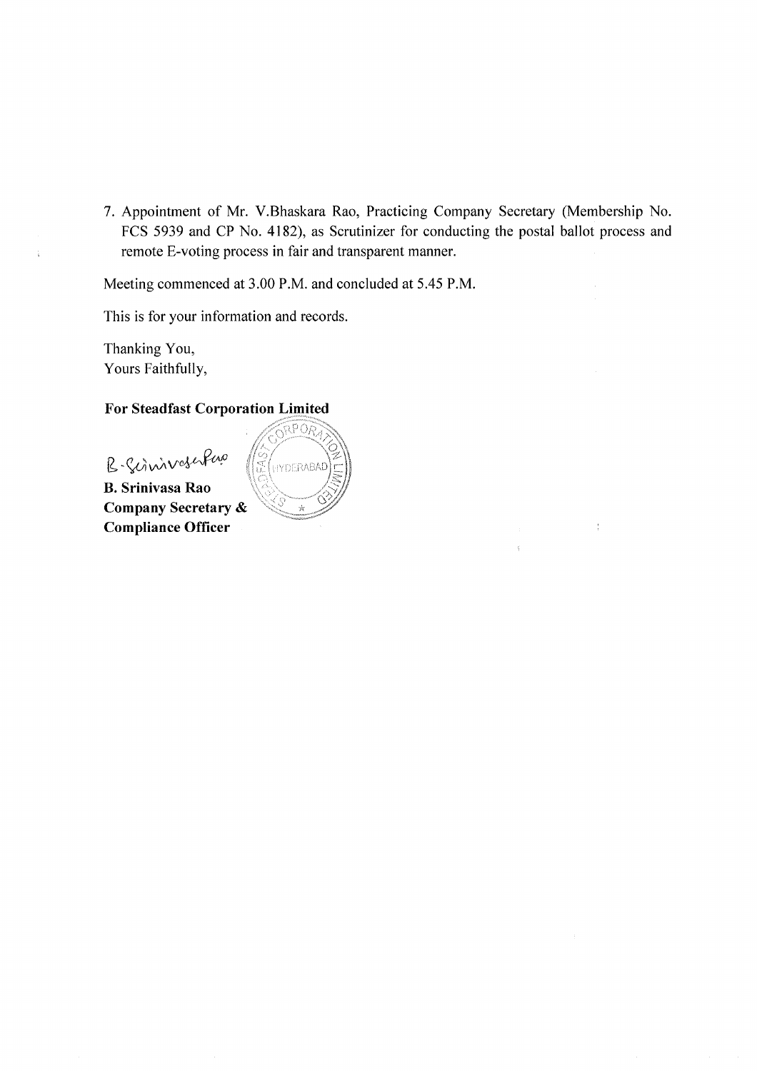7. Appointment of Mr. V.Bhaskara Rao, Practicing Company Secretary (Membership No. FCS 5939 and CP No. 4182), as Scrutinizer for conducting the postal ballot process and remote E-voting process in fair and transparent manner.

Meeting commenced at 3.00 P.M. and concluded at 5.45 P.M.

This is for your information and records.

Thanking You,
Yours Faithfully,

**For Steadfast Corporation Limited**

B. Srinivasa Rao

**B. Srinivasa Rao**
**Company Secretary &**
**Compliance Officer**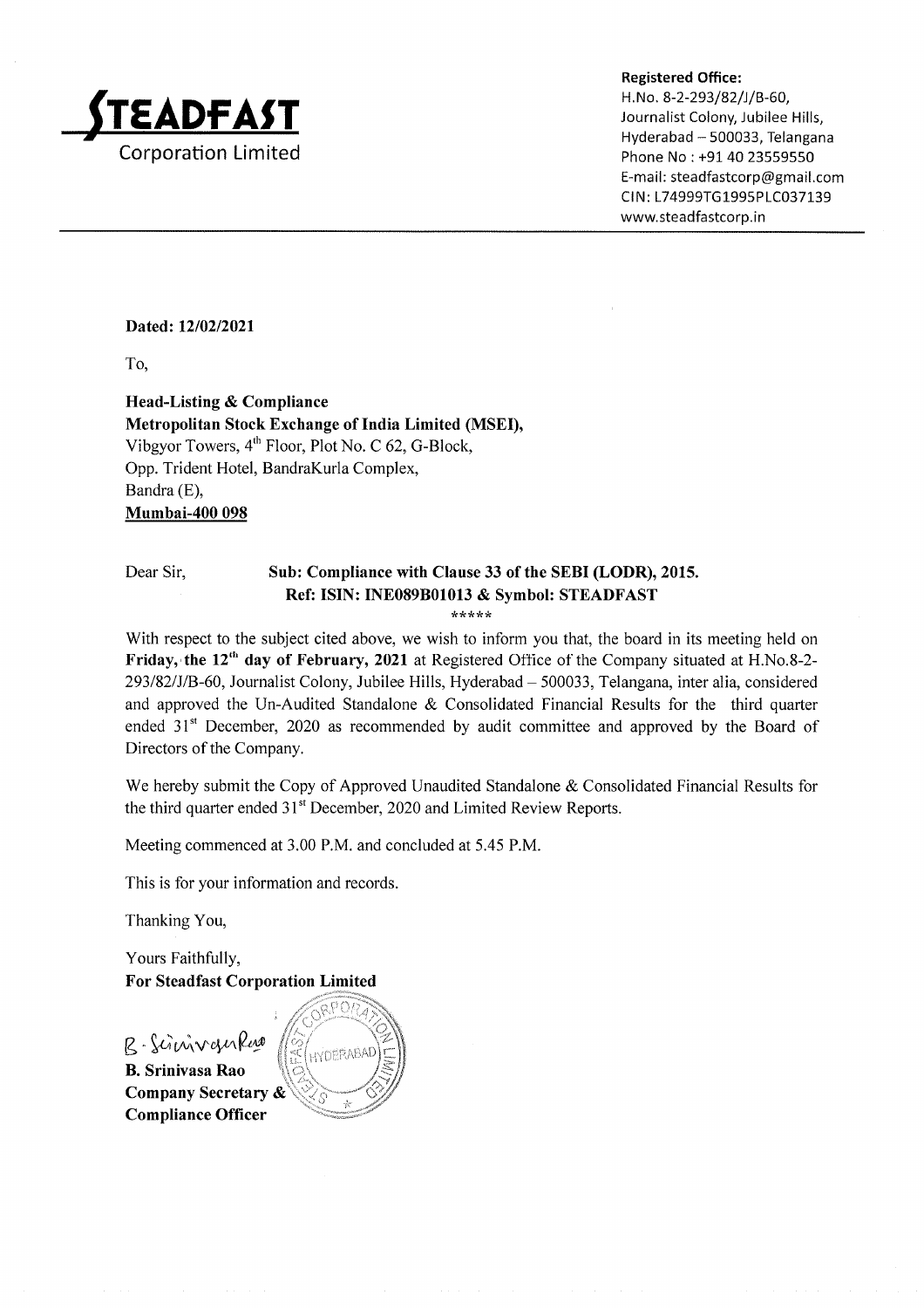# STEADFAST
Corporation Limited

**Registered Office:**
H.No. 8-2-293/82/J/B-60,
Journalist Colony, Jubilee Hills,
Hyderabad – 500033, Telangana
Phone No : +91 40 23559550
E-mail: steadfastcorp@gmail.com
CIN: L74999TG1995PLC037139
www.steadfastcorp.in

---

**Dated: 12/02/2021**

To,

**Head-Listing & Compliance**
**Metropolitan Stock Exchange of India Limited (MSEI),**
Vibgyor Towers, 4th Floor, Plot No. C 62, G-Block,
Opp. Trident Hotel, BandraKurla Complex,
Bandra (E),
**Mumbai-400 098**

Dear Sir,

**Sub: Compliance with Clause 33 of the SEBI (LODR), 2015.**
**Ref: ISIN: INE089B01013 & Symbol: STEADFAST**

*****

With respect to the subject cited above, we wish to inform you that, the board in its meeting held on **Friday, the 12th day of February, 2021** at Registered Office of the Company situated at H.No.8-2-293/82/J/B-60, Journalist Colony, Jubilee Hills, Hyderabad – 500033, Telangana, inter alia, considered and approved the Un-Audited Standalone & Consolidated Financial Results for the third quarter ended 31st December, 2020 as recommended by audit committee and approved by the Board of Directors of the Company.

We hereby submit the Copy of Approved Unaudited Standalone & Consolidated Financial Results for the third quarter ended 31st December, 2020 and Limited Review Reports.

Meeting commenced at 3.00 P.M. and concluded at 5.45 P.M.

This is for your information and records.

Thanking You,

Yours Faithfully,
**For Steadfast Corporation Limited**

**B. Srinivasa Rao**
**Company Secretary &**
**Compliance Officer**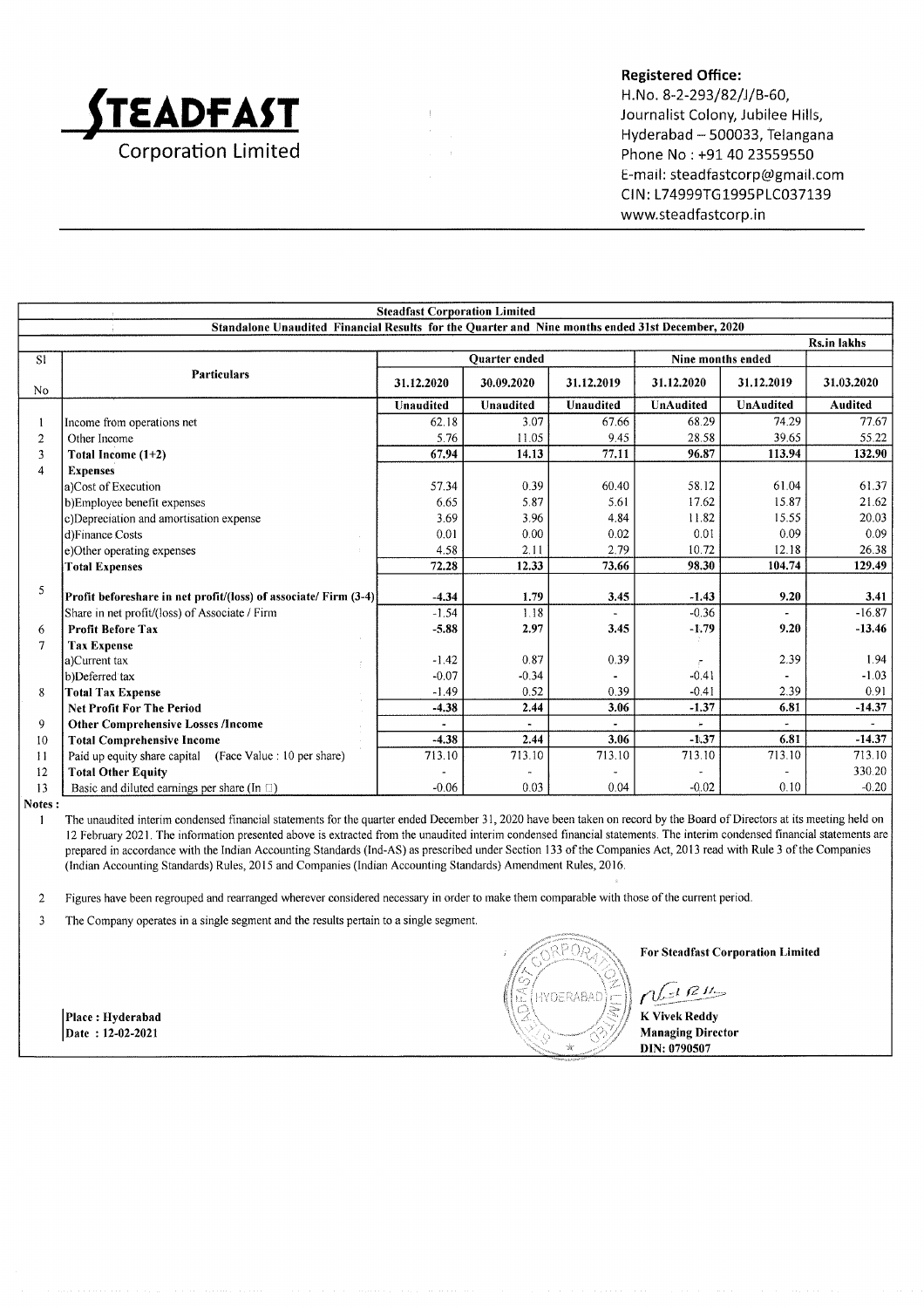# STEADFAST Corporation Limited

**Registered Office:**
H.No. 8-2-293/82/J/B-60,
Journalist Colony, Jubilee Hills,
Hyderabad – 500033, Telangana
Phone No : +91 40 23559550
E-mail: steadfastcorp@gmail.com
CIN: L74999TG1995PLC037139
www.steadfastcorp.in

**Steadfast Corporation Limited**

**Standalone Unaudited Financial Results for the Quarter and Nine months ended 31st December, 2020**

Rs.in lakhs

| Sl No | Particulars | Quarter ended | | | Nine months ended | | |
|---|---|---|---|---|---|---|---|
| | | 31.12.2020 | 30.09.2020 | 31.12.2019 | 31.12.2020 | 31.12.2019 | 31.03.2020 |
| | | Unaudited | Unaudited | Unaudited | UnAudited | UnAudited | Audited |
| 1 | Income from operations net | 62.18 | 3.07 | 67.66 | 68.29 | 74.29 | 77.67 |
| 2 | Other Income | 5.76 | 11.05 | 9.45 | 28.58 | 39.65 | 55.22 |
| 3 | **Total Income (1+2)** | **67.94** | **14.13** | **77.11** | **96.87** | **113.94** | **132.90** |
| 4 | **Expenses** | | | | | | |
| | a)Cost of Execution | 57.34 | 0.39 | 60.40 | 58.12 | 61.04 | 61.37 |
| | b)Employee benefit expenses | 6.65 | 5.87 | 5.61 | 17.62 | 15.87 | 21.62 |
| | c)Depreciation and amortisation expense | 3.69 | 3.96 | 4.84 | 11.82 | 15.55 | 20.03 |
| | d)Finance Costs | 0.01 | 0.00 | 0.02 | 0.01 | 0.09 | 0.09 |
| | e)Other operating expenses | 4.58 | 2.11 | 2.79 | 10.72 | 12.18 | 26.38 |
| | **Total Expenses** | **72.28** | **12.33** | **73.66** | **98.30** | **104.74** | **129.49** |
| 5 | **Profit beforeshare in net profit/(loss) of associate/ Firm (3-4)** | **-4.34** | **1.79** | **3.45** | **-1.43** | **9.20** | **3.41** |
| | Share in net profit/(loss) of Associate / Firm | -1.54 | 1.18 | - | -0.36 | - | -16.87 |
| 6 | **Profit Before Tax** | **-5.88** | **2.97** | **3.45** | **-1.79** | **9.20** | **-13.46** |
| 7 | **Tax Expense** | | | | | | |
| | a)Current tax | -1.42 | 0.87 | 0.39 | - | 2.39 | 1.94 |
| | b)Deferred tax | -0.07 | -0.34 | - | -0.41 | - | -1.03 |
| 8 | **Total Tax Expense** | -1.49 | 0.52 | 0.39 | -0.41 | 2.39 | 0.91 |
| | **Net Profit For The Period** | **-4.38** | **2.44** | **3.06** | **-1.37** | **6.81** | **-14.37** |
| 9 | **Other Comprehensive Losses /Income** | - | - | - | - | - | - |
| 10 | **Total Comprehensive Income** | **-4.38** | **2.44** | **3.06** | **-1.37** | **6.81** | **-14.37** |
| 11 | Paid up equity share capital (Face Value : 10 per share) | 713.10 | 713.10 | 713.10 | 713.10 | 713.10 | 713.10 |
| 12 | **Total Other Equity** | - | - | - | - | - | 330.20 |
| 13 | Basic and diluted earnings per share (In □) | -0.06 | 0.03 | 0.04 | -0.02 | 0.10 | -0.20 |

**Notes :**

1. The unaudited interim condensed financial statements for the quarter ended December 31, 2020 have been taken on record by the Board of Directors at its meeting held on 12 February 2021. The information presented above is extracted from the unaudited interim condensed financial statements. The interim condensed financial statements are prepared in accordance with the Indian Accounting Standards (Ind-AS) as prescribed under Section 133 of the Companies Act, 2013 read with Rule 3 of the Companies (Indian Accounting Standards) Rules, 2015 and Companies (Indian Accounting Standards) Amendment Rules, 2016.

2. Figures have been regrouped and rearranged wherever considered necessary in order to make them comparable with those of the current period.

3. The Company operates in a single segment and the results pertain to a single segment.

Place : Hyderabad
Date : 12-02-2021

**For Steadfast Corporation Limited**

**K Vivek Reddy**
**Managing Director**
**DIN: 0790507**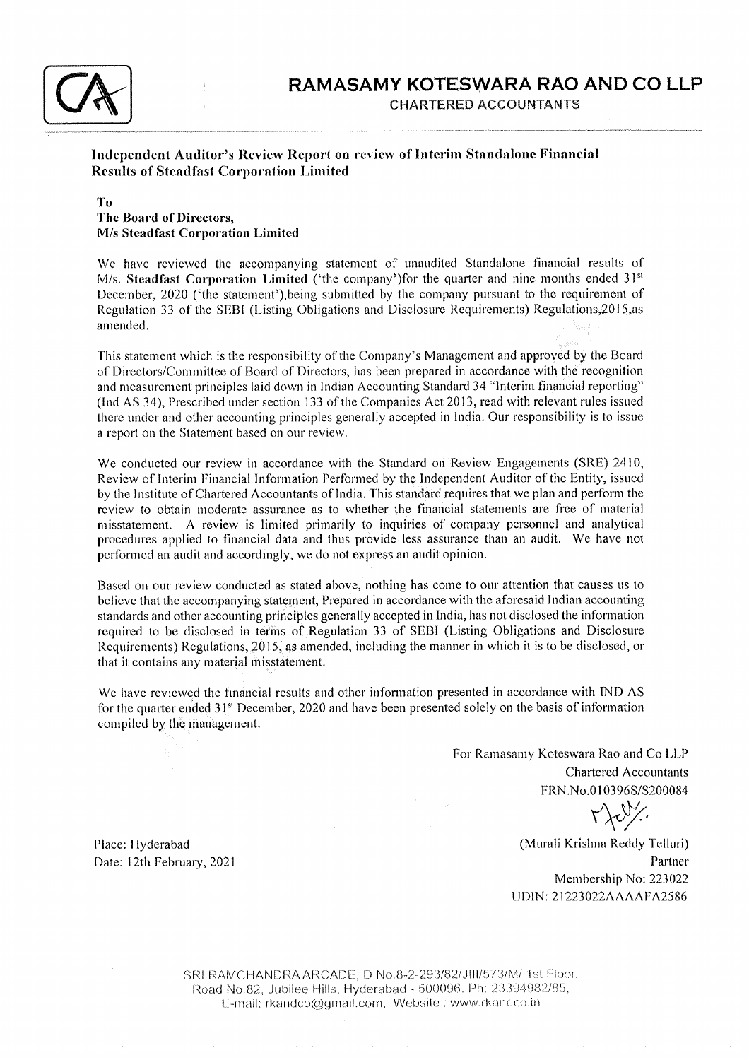# RAMASAMY KOTESWARA RAO AND CO LLP

CHARTERED ACCOUNTANTS

## Independent Auditor's Review Report on review of Interim Standalone Financial Results of Steadfast Corporation Limited

**To**
**The Board of Directors,**
**M/s Steadfast Corporation Limited**

We have reviewed the accompanying statement of unaudited Standalone financial results of M/s. **Steadfast Corporation Limited** ('the company')for the quarter and nine months ended 31st December, 2020 ('the statement'),being submitted by the company pursuant to the requirement of Regulation 33 of the SEBI (Listing Obligations and Disclosure Requirements) Regulations,2015,as amended.

This statement which is the responsibility of the Company's Management and approved by the Board of Directors/Committee of Board of Directors, has been prepared in accordance with the recognition and measurement principles laid down in Indian Accounting Standard 34 "Interim financial reporting" (Ind AS 34), Prescribed under section 133 of the Companies Act 2013, read with relevant rules issued there under and other accounting principles generally accepted in India. Our responsibility is to issue a report on the Statement based on our review.

We conducted our review in accordance with the Standard on Review Engagements (SRE) 2410, Review of Interim Financial Information Performed by the Independent Auditor of the Entity, issued by the Institute of Chartered Accountants of India. This standard requires that we plan and perform the review to obtain moderate assurance as to whether the financial statements are free of material misstatement. A review is limited primarily to inquiries of company personnel and analytical procedures applied to financial data and thus provide less assurance than an audit. We have not performed an audit and accordingly, we do not express an audit opinion.

Based on our review conducted as stated above, nothing has come to our attention that causes us to believe that the accompanying statement, Prepared in accordance with the aforesaid Indian accounting standards and other accounting principles generally accepted in India, has not disclosed the information required to be disclosed in terms of Regulation 33 of SEBI (Listing Obligations and Disclosure Requirements) Regulations, 2015, as amended, including the manner in which it is to be disclosed, or that it contains any material misstatement.

We have reviewed the financial results and other information presented in accordance with IND AS for the quarter ended 31st December, 2020 and have been presented solely on the basis of information compiled by the management.

For Ramasamy Koteswara Rao and Co LLP
Chartered Accountants
FRN.No.010396S/S200084

(Murali Krishna Reddy Telluri)
Partner
Membership No: 223022
UDIN: 21223022AAAAFA2586

Place: Hyderabad
Date: 12th February, 2021

SRI RAMCHANDRA ARCADE, D.No.8-2-293/82/JIII/573/M/ 1st Floor, Road No.82, Jubilee Hills, Hyderabad - 500096. Ph: 23394982/85, E-mail: rkandco@gmail.com, Website : www.rkandco.in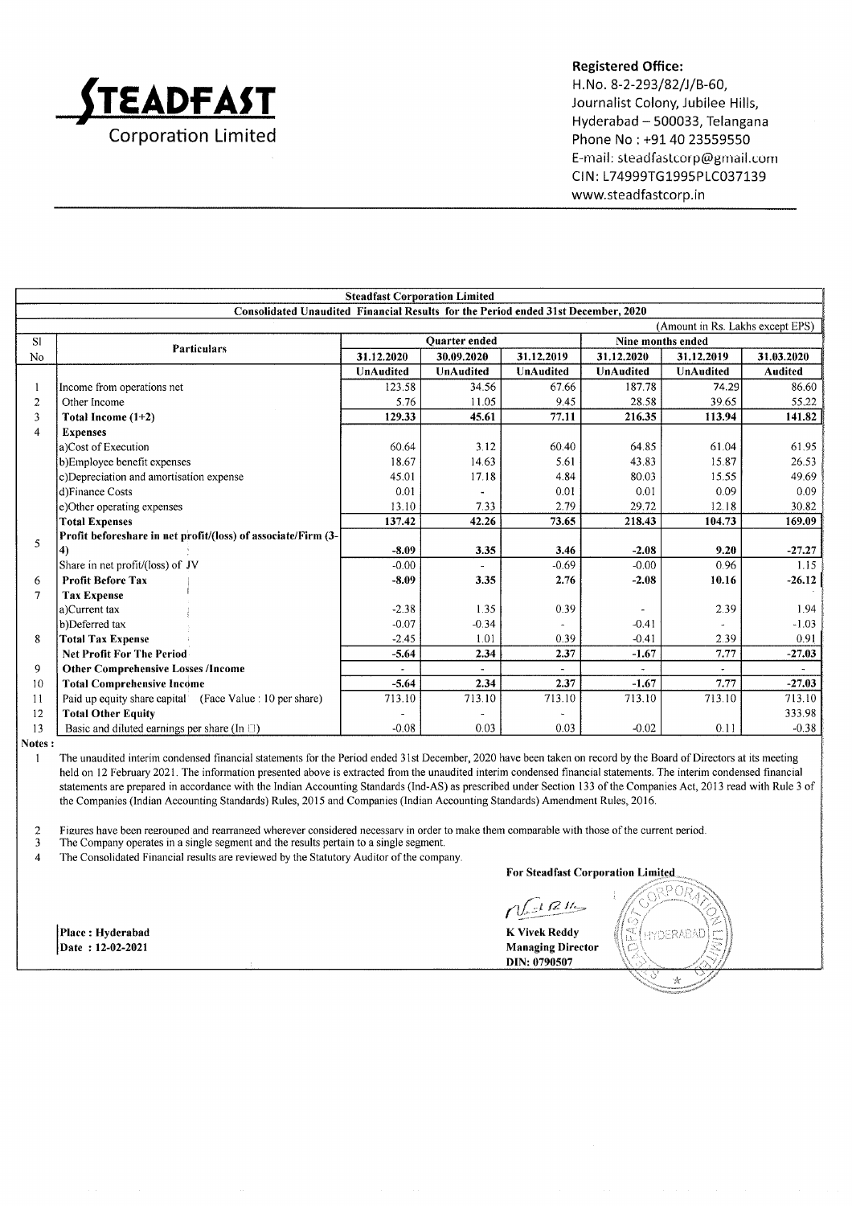**STEADFAST Corporation Limited**

**Registered Office:**
H.No. 8-2-293/82/J/B-60,
Journalist Colony, Jubilee Hills,
Hyderabad – 500033, Telangana
Phone No : +91 40 23559550
E-mail: steadfastcorp@gmail.com
CIN: L74999TG1995PLC037139
www.steadfastcorp.in

**Steadfast Corporation Limited**

**Consolidated Unaudited Financial Results for the Period ended 31st December, 2020**

(Amount in Rs. Lakhs except EPS)

| Sl No | Particulars | Quarter ended | | | Nine months ended | | |
|---|---|---|---|---|---|---|---|
| | | 31.12.2020 | 30.09.2020 | 31.12.2019 | 31.12.2020 | 31.12.2019 | 31.03.2020 |
| | | UnAudited | UnAudited | UnAudited | UnAudited | UnAudited | Audited |
| 1 | Income from operations net | 123.58 | 34.56 | 67.66 | 187.78 | 74.29 | 86.60 |
| 2 | Other Income | 5.76 | 11.05 | 9.45 | 28.58 | 39.65 | 55.22 |
| 3 | **Total Income (1+2)** | **129.33** | **45.61** | **77.11** | **216.35** | **113.94** | **141.82** |
| 4 | **Expenses** | | | | | | |
| | a)Cost of Execution | 60.64 | 3.12 | 60.40 | 64.85 | 61.04 | 61.95 |
| | b)Employee benefit expenses | 18.67 | 14.63 | 5.61 | 43.83 | 15.87 | 26.53 |
| | c)Depreciation and amortisation expense | 45.01 | 17.18 | 4.84 | 80.03 | 15.55 | 49.69 |
| | d)Finance Costs | 0.01 | - | 0.01 | 0.01 | 0.09 | 0.09 |
| | e)Other operating expenses | 13.10 | 7.33 | 2.79 | 29.72 | 12.18 | 30.82 |
| | **Total Expenses** | **137.42** | **42.26** | **73.65** | **218.43** | **104.73** | **169.09** |
| 5 | **Profit beforeshare in net profit/(loss) of associate/Firm (3-4)** | **-8.09** | **3.35** | **3.46** | **-2.08** | **9.20** | **-27.27** |
| | Share in net profit/(loss) of JV | -0.00 | - | -0.69 | -0.00 | 0.96 | 1.15 |
| 6 | **Profit Before Tax** | **-8.09** | **3.35** | **2.76** | **-2.08** | **10.16** | **-26.12** |
| 7 | **Tax Expense** | | | | | | |
| | a)Current tax | -2.38 | 1.35 | 0.39 | - | 2.39 | 1.94 |
| | b)Deferred tax | -0.07 | -0.34 | - | -0.41 | - | -1.03 |
| 8 | **Total Tax Expense** | -2.45 | 1.01 | 0.39 | -0.41 | 2.39 | 0.91 |
| | **Net Profit For The Period** | **-5.64** | **2.34** | **2.37** | **-1.67** | **7.77** | **-27.03** |
| 9 | **Other Comprehensive Losses /Income** | - | - | - | - | - | - |
| 10 | **Total Comprehensive Income** | **-5.64** | **2.34** | **2.37** | **-1.67** | **7.77** | **-27.03** |
| 11 | Paid up equity share capital (Face Value : 10 per share) | 713.10 | 713.10 | 713.10 | 713.10 | 713.10 | 713.10 |
| 12 | **Total Other Equity** | - | - | - | | | 333.98 |
| 13 | Basic and diluted earnings per share (In □) | -0.08 | 0.03 | 0.03 | -0.02 | 0.11 | -0.38 |

**Notes :**

1. The unaudited interim condensed financial statements for the Period ended 31st December, 2020 have been taken on record by the Board of Directors at its meeting held on 12 February 2021. The information presented above is extracted from the unaudited interim condensed financial statements. The interim condensed financial statements are prepared in accordance with the Indian Accounting Standards (Ind-AS) as prescribed under Section 133 of the Companies Act, 2013 read with Rule 3 of the Companies (Indian Accounting Standards) Rules, 2015 and Companies (Indian Accounting Standards) Amendment Rules, 2016.
2. Figures have been regrouped and rearranged wherever considered necessary in order to make them comparable with those of the current period.
3. The Company operates in a single segment and the results pertain to a single segment.
4. The Consolidated Financial results are reviewed by the Statutory Auditor of the company.

**For Steadfast Corporation Limited**

**Place : Hyderabad**
**Date : 12-02-2021**

**K Vivek Reddy**
**Managing Director**
**DIN: 0790507**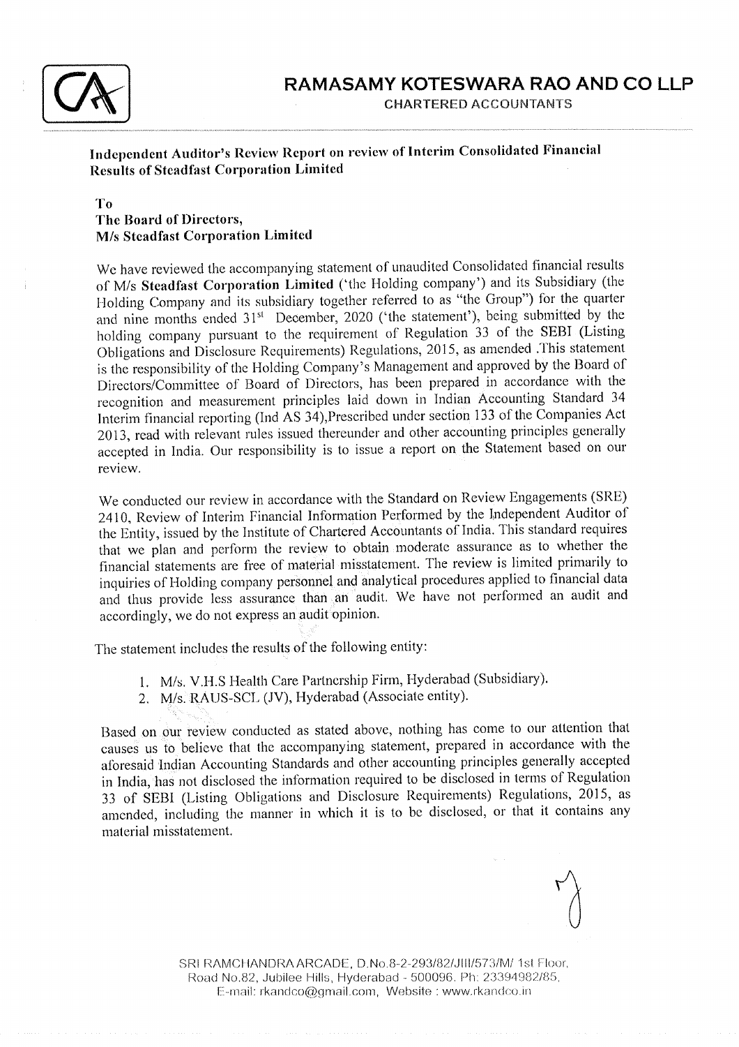# RAMASAMY KOTESWARA RAO AND CO LLP

CHARTERED ACCOUNTANTS

**Independent Auditor's Review Report on review of Interim Consolidated Financial Results of Steadfast Corporation Limited**

**To**
**The Board of Directors,**
**M/s Steadfast Corporation Limited**

We have reviewed the accompanying statement of unaudited Consolidated financial results of M/s **Steadfast Corporation Limited** ('the Holding company') and its Subsidiary (the Holding Company and its subsidiary together referred to as "the Group") for the quarter and nine months ended 31st December, 2020 ('the statement'), being submitted by the holding company pursuant to the requirement of Regulation 33 of the SEBI (Listing Obligations and Disclosure Requirements) Regulations, 2015, as amended .This statement is the responsibility of the Holding Company's Management and approved by the Board of Directors/Committee of Board of Directors, has been prepared in accordance with the recognition and measurement principles laid down in Indian Accounting Standard 34 Interim financial reporting (Ind AS 34),Prescribed under section 133 of the Companies Act 2013, read with relevant rules issued thereunder and other accounting principles generally accepted in India. Our responsibility is to issue a report on the Statement based on our review.

We conducted our review in accordance with the Standard on Review Engagements (SRE) 2410, Review of Interim Financial Information Performed by the Independent Auditor of the Entity, issued by the Institute of Chartered Accountants of India. This standard requires that we plan and perform the review to obtain moderate assurance as to whether the financial statements are free of material misstatement. The review is limited primarily to inquiries of Holding company personnel and analytical procedures applied to financial data and thus provide less assurance than an audit. We have not performed an audit and accordingly, we do not express an audit opinion.

The statement includes the results of the following entity:

1. M/s. V.H.S Health Care Partnership Firm, Hyderabad (Subsidiary).
2. M/s. RAUS-SCL (JV), Hyderabad (Associate entity).

Based on our review conducted as stated above, nothing has come to our attention that causes us to believe that the accompanying statement, prepared in accordance with the aforesaid Indian Accounting Standards and other accounting principles generally accepted in India, has not disclosed the information required to be disclosed in terms of Regulation 33 of SEBI (Listing Obligations and Disclosure Requirements) Regulations, 2015, as amended, including the manner in which it is to be disclosed, or that it contains any material misstatement.

SRI RAMCHANDRA ARCADE, D.No.8-2-293/82/JIII/573/M/ 1st Floor, Road No.82, Jubilee Hills, Hyderabad - 500096. Ph: 23394982/85, E-mail: rkandco@gmail.com, Website : www.rkandco.in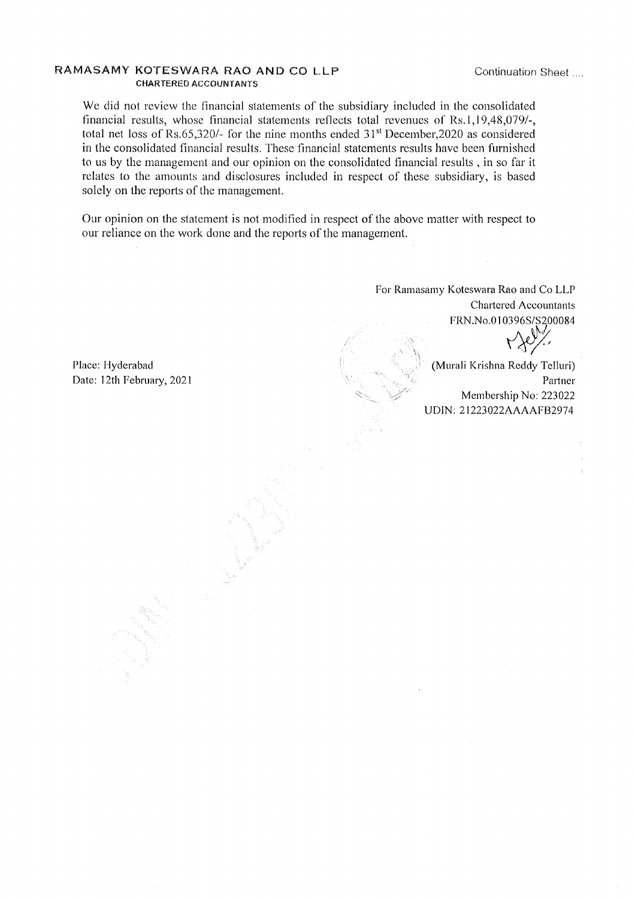**RAMASAMY KOTESWARA RAO AND CO LLP**
**CHARTERED ACCOUNTANTS**

Continuation Sheet ....

We did not review the financial statements of the subsidiary included in the consolidated financial results, whose financial statements reflects total revenues of Rs.1,19,48,079/-, total net loss of Rs.65,320/- for the nine months ended 31st December,2020 as considered in the consolidated financial results. These financial statements results have been furnished to us by the management and our opinion on the consolidated financial results , in so far it relates to the amounts and disclosures included in respect of these subsidiary, is based solely on the reports of the management.

Our opinion on the statement is not modified in respect of the above matter with respect to our reliance on the work done and the reports of the management.

For Ramasamy Koteswara Rao and Co LLP
Chartered Accountants
FRN.No.010396S/S200084

(Murali Krishna Reddy Telluri)
Partner
Membership No: 223022
UDIN: 21223022AAAAFB2974

Place: Hyderabad
Date: 12th February, 2021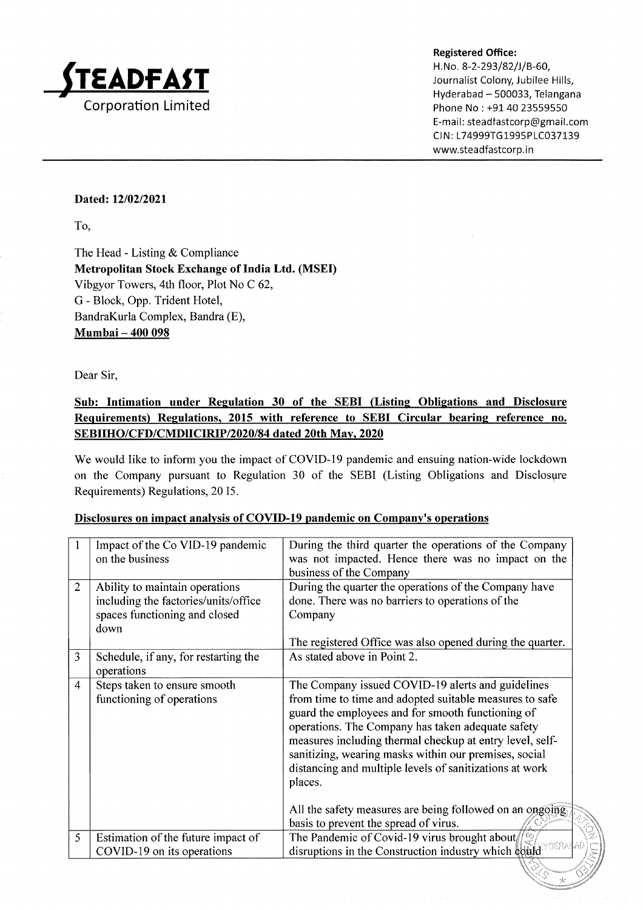**STEADFAST**
Corporation Limited

**Registered Office:**
H.No. 8-2-293/82/J/B-60,
Journalist Colony, Jubilee Hills,
Hyderabad – 500033, Telangana
Phone No : +91 40 23559550
E-mail: steadfastcorp@gmail.com
CIN: L74999TG1995PLC037139
www.steadfastcorp.in

**Dated: 12/02/2021**

To,

The Head - Listing & Compliance
**Metropolitan Stock Exchange of India Ltd. (MSEI)**
Vibgyor Towers, 4th floor, Plot No C 62,
G - Block, Opp. Trident Hotel,
BandraKurla Complex, Bandra (E),
**Mumbai – 400 098**

Dear Sir,

**Sub: Intimation under Regulation 30 of the SEBI (Listing Obligations and Disclosure Requirements) Regulations, 2015 with reference to SEBI Circular bearing reference no. SEBIIHO/CFD/CMDIICIRIP/2020/84 dated 20th May, 2020**

We would like to inform you the impact of COVID-19 pandemic and ensuing nation-wide lockdown on the Company pursuant to Regulation 30 of the SEBI (Listing Obligations and Disclosure Requirements) Regulations, 20 15.

**Disclosures on impact analysis of COVID-19 pandemic on Company's operations**

| | | |
|---|---|---|
| 1 | Impact of the Co VID-19 pandemic on the business | During the third quarter the operations of the Company was not impacted. Hence there was no impact on the business of the Company |
| 2 | Ability to maintain operations including the factories/units/office spaces functioning and closed down | During the quarter the operations of the Company have done. There was no barriers to operations of the Company<br><br>The registered Office was also opened during the quarter. |
| 3 | Schedule, if any, for restarting the operations | As stated above in Point 2. |
| 4 | Steps taken to ensure smooth functioning of operations | The Company issued COVID-19 alerts and guidelines from time to time and adopted suitable measures to safe guard the employees and for smooth functioning of operations. The Company has taken adequate safety measures including thermal checkup at entry level, self-sanitizing, wearing masks within our premises, social distancing and multiple levels of sanitizations at work places.<br><br>All the safety measures are being followed on an ongoing basis to prevent the spread of virus. |
| 5 | Estimation of the future impact of COVID-19 on its operations | The Pandemic of Covid-19 virus brought about disruptions in the Construction industry which could |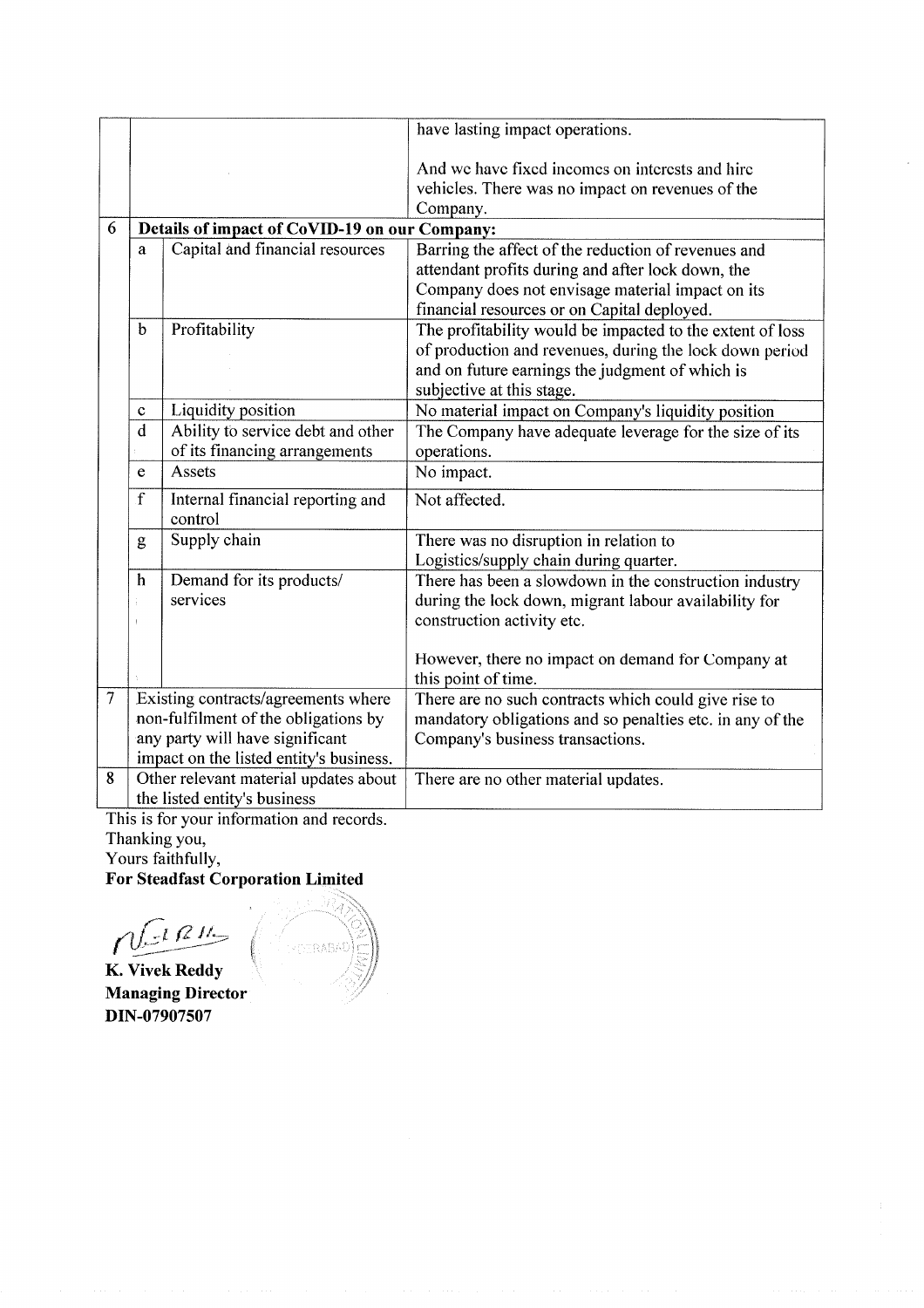| | | | |
|---|---|---|---|
| | | | have lasting impact operations.<br><br>And we have fixed incomes on interests and hire vehicles. There was no impact on revenues of the Company. |
| 6 | **Details of impact of CoVID-19 on our Company:** | | |
| | a | Capital and financial resources | Barring the affect of the reduction of revenues and attendant profits during and after lock down, the Company does not envisage material impact on its financial resources or on Capital deployed. |
| | b | Profitability | The profitability would be impacted to the extent of loss of production and revenues, during the lock down period and on future earnings the judgment of which is subjective at this stage. |
| | c | Liquidity position | No material impact on Company's liquidity position |
| | d | Ability to service debt and other of its financing arrangements | The Company have adequate leverage for the size of its operations. |
| | e | Assets | No impact. |
| | f | Internal financial reporting and control | Not affected. |
| | g | Supply chain | There was no disruption in relation to Logistics/supply chain during quarter. |
| | h | Demand for its products/ services | There has been a slowdown in the construction industry during the lock down, migrant labour availability for construction activity etc.<br><br>However, there no impact on demand for Company at this point of time. |
| 7 | Existing contracts/agreements where non-fulfilment of the obligations by any party will have significant impact on the listed entity's business. | | There are no such contracts which could give rise to mandatory obligations and so penalties etc. in any of the Company's business transactions. |
| 8 | Other relevant material updates about the listed entity's business | | There are no other material updates. |

This is for your information and records.

Thanking you,

Yours faithfully,

**For Steadfast Corporation Limited**

**K. Vivek Reddy**
**Managing Director**
**DIN-07907507**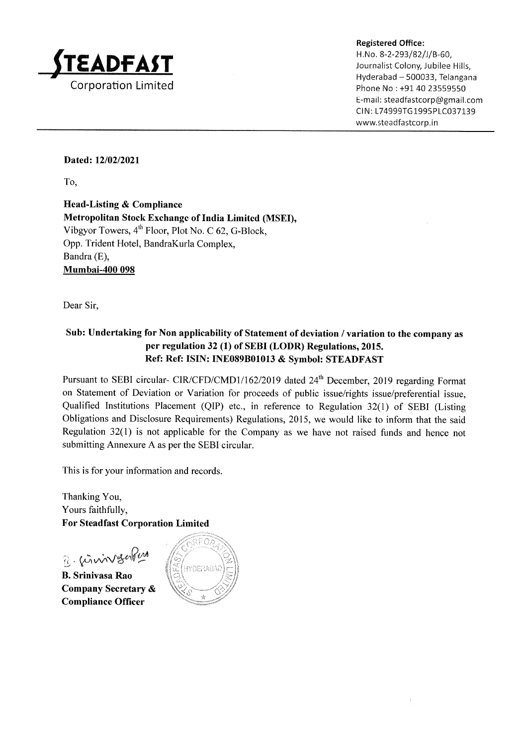**STEADFAST**
Corporation Limited

**Registered Office:**
H.No. 8-2-293/82/J/B-60,
Journalist Colony, Jubilee Hills,
Hyderabad – 500033, Telangana
Phone No : +91 40 23559550
E-mail: steadfastcorp@gmail.com
CIN: L74999TG1995PLC037139
www.steadfastcorp.in

**Dated: 12/02/2021**

To,

**Head-Listing & Compliance**
**Metropolitan Stock Exchange of India Limited (MSEI),**
Vibgyor Towers, 4th Floor, Plot No. C 62, G-Block,
Opp. Trident Hotel, BandraKurla Complex,
Bandra (E),
**Mumbai-400 098**

Dear Sir,

**Sub: Undertaking for Non applicability of Statement of deviation / variation to the company as per regulation 32 (1) of SEBI (LODR) Regulations, 2015.**
**Ref: Ref: ISIN: INE089B01013 & Symbol: STEADFAST**

Pursuant to SEBI circular- CIR/CFD/CMD1/162/2019 dated 24th December, 2019 regarding Format on Statement of Deviation or Variation for proceeds of public issue/rights issue/preferential issue, Qualified Institutions Placement (QIP) etc., in reference to Regulation 32(1) of SEBI (Listing Obligations and Disclosure Requirements) Regulations, 2015, we would like to inform that the said Regulation 32(1) is not applicable for the Company as we have not raised funds and hence not submitting Annexure A as per the SEBI circular.

This is for your information and records.

Thanking You,
Yours faithfully,
**For Steadfast Corporation Limited**

**B. Srinivasa Rao**
**Company Secretary &**
**Compliance Officer**